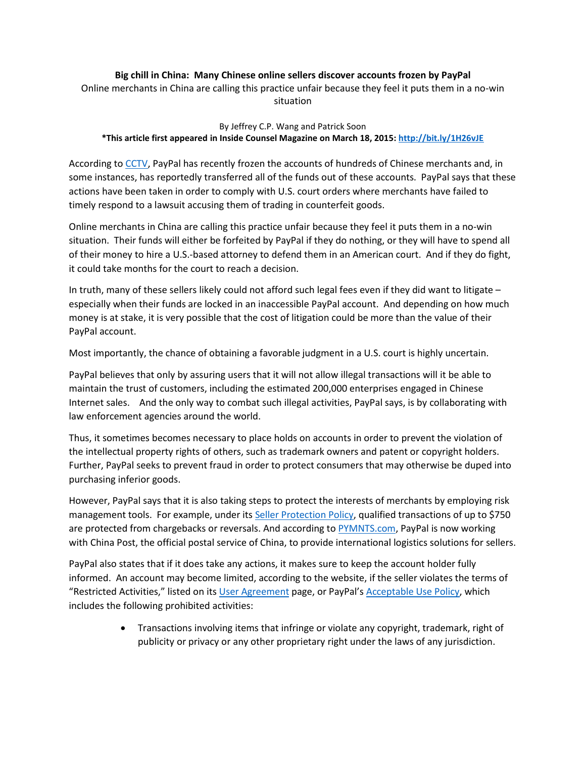**Big chill in China: Many Chinese online sellers discover accounts frozen by PayPal**

Online merchants in China are calling this practice unfair because they feel it puts them in a no-win situation

By Jeffrey C.P. Wang and Patrick Soon

***This article first appeared in Inside Counsel Magazine on March 18, 2015: http://bit.ly/1H26vJE**

According to CCTV, PayPal has recently frozen the accounts of hundreds of Chinese merchants and, in some instances, has reportedly transferred all of the funds out of these accounts. PayPal says that these actions have been taken in order to comply with U.S. court orders where merchants have failed to timely respond to a lawsuit accusing them of trading in counterfeit goods.

Online merchants in China are calling this practice unfair because they feel it puts them in a no-win situation. Their funds will either be forfeited by PayPal if they do nothing, or they will have to spend all of their money to hire a U.S.-based attorney to defend them in an American court. And if they do fight, it could take months for the court to reach a decision.

In truth, many of these sellers likely could not afford such legal fees even if they did want to litigate – especially when their funds are locked in an inaccessible PayPal account. And depending on how much money is at stake, it is very possible that the cost of litigation could be more than the value of their PayPal account.

Most importantly, the chance of obtaining a favorable judgment in a U.S. court is highly uncertain.

PayPal believes that only by assuring users that it will not allow illegal transactions will it be able to maintain the trust of customers, including the estimated 200,000 enterprises engaged in Chinese Internet sales. And the only way to combat such illegal activities, PayPal says, is by collaborating with law enforcement agencies around the world.

Thus, it sometimes becomes necessary to place holds on accounts in order to prevent the violation of the intellectual property rights of others, such as trademark owners and patent or copyright holders. Further, PayPal seeks to prevent fraud in order to protect consumers that may otherwise be duped into purchasing inferior goods.

However, PayPal says that it is also taking steps to protect the interests of merchants by employing risk management tools. For example, under its Seller Protection Policy, qualified transactions of up to $750 are protected from chargebacks or reversals. And according to PYMNTS.com, PayPal is now working with China Post, the official postal service of China, to provide international logistics solutions for sellers.

PayPal also states that if it does take any actions, it makes sure to keep the account holder fully informed. An account may become limited, according to the website, if the seller violates the terms of "Restricted Activities," listed on its User Agreement page, or PayPal's Acceptable Use Policy, which includes the following prohibited activities:

- Transactions involving items that infringe or violate any copyright, trademark, right of publicity or privacy or any other proprietary right under the laws of any jurisdiction.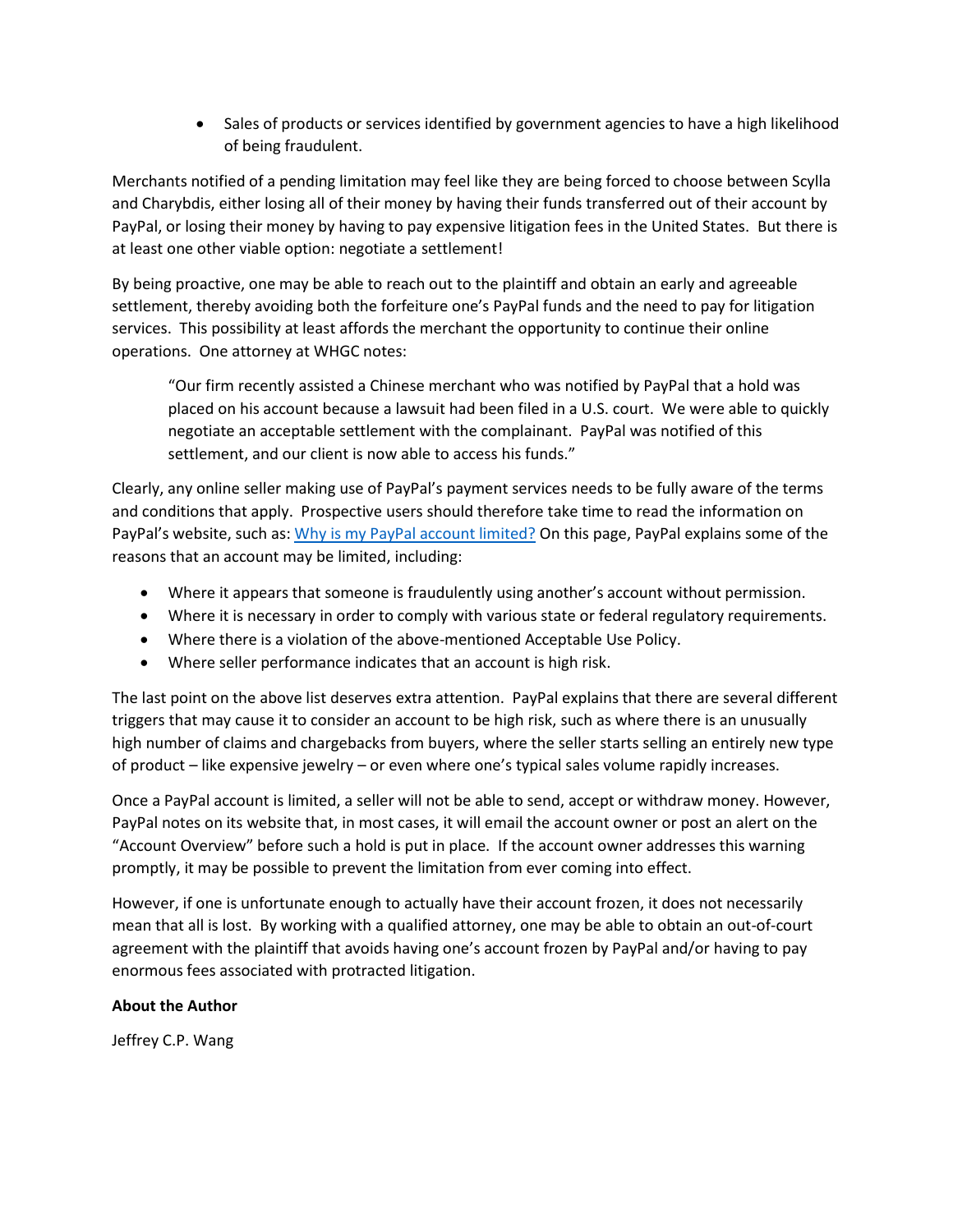- Sales of products or services identified by government agencies to have a high likelihood of being fraudulent.

Merchants notified of a pending limitation may feel like they are being forced to choose between Scylla and Charybdis, either losing all of their money by having their funds transferred out of their account by PayPal, or losing their money by having to pay expensive litigation fees in the United States. But there is at least one other viable option: negotiate a settlement!

By being proactive, one may be able to reach out to the plaintiff and obtain an early and agreeable settlement, thereby avoiding both the forfeiture one's PayPal funds and the need to pay for litigation services. This possibility at least affords the merchant the opportunity to continue their online operations. One attorney at WHGC notes:

> "Our firm recently assisted a Chinese merchant who was notified by PayPal that a hold was placed on his account because a lawsuit had been filed in a U.S. court. We were able to quickly negotiate an acceptable settlement with the complainant. PayPal was notified of this settlement, and our client is now able to access his funds."

Clearly, any online seller making use of PayPal's payment services needs to be fully aware of the terms and conditions that apply. Prospective users should therefore take time to read the information on PayPal's website, such as: Why is my PayPal account limited? On this page, PayPal explains some of the reasons that an account may be limited, including:

- Where it appears that someone is fraudulently using another's account without permission.
- Where it is necessary in order to comply with various state or federal regulatory requirements.
- Where there is a violation of the above-mentioned Acceptable Use Policy.
- Where seller performance indicates that an account is high risk.

The last point on the above list deserves extra attention. PayPal explains that there are several different triggers that may cause it to consider an account to be high risk, such as where there is an unusually high number of claims and chargebacks from buyers, where the seller starts selling an entirely new type of product – like expensive jewelry – or even where one's typical sales volume rapidly increases.

Once a PayPal account is limited, a seller will not be able to send, accept or withdraw money. However, PayPal notes on its website that, in most cases, it will email the account owner or post an alert on the "Account Overview" before such a hold is put in place. If the account owner addresses this warning promptly, it may be possible to prevent the limitation from ever coming into effect.

However, if one is unfortunate enough to actually have their account frozen, it does not necessarily mean that all is lost. By working with a qualified attorney, one may be able to obtain an out-of-court agreement with the plaintiff that avoids having one's account frozen by PayPal and/or having to pay enormous fees associated with protracted litigation.

**About the Author**

Jeffrey C.P. Wang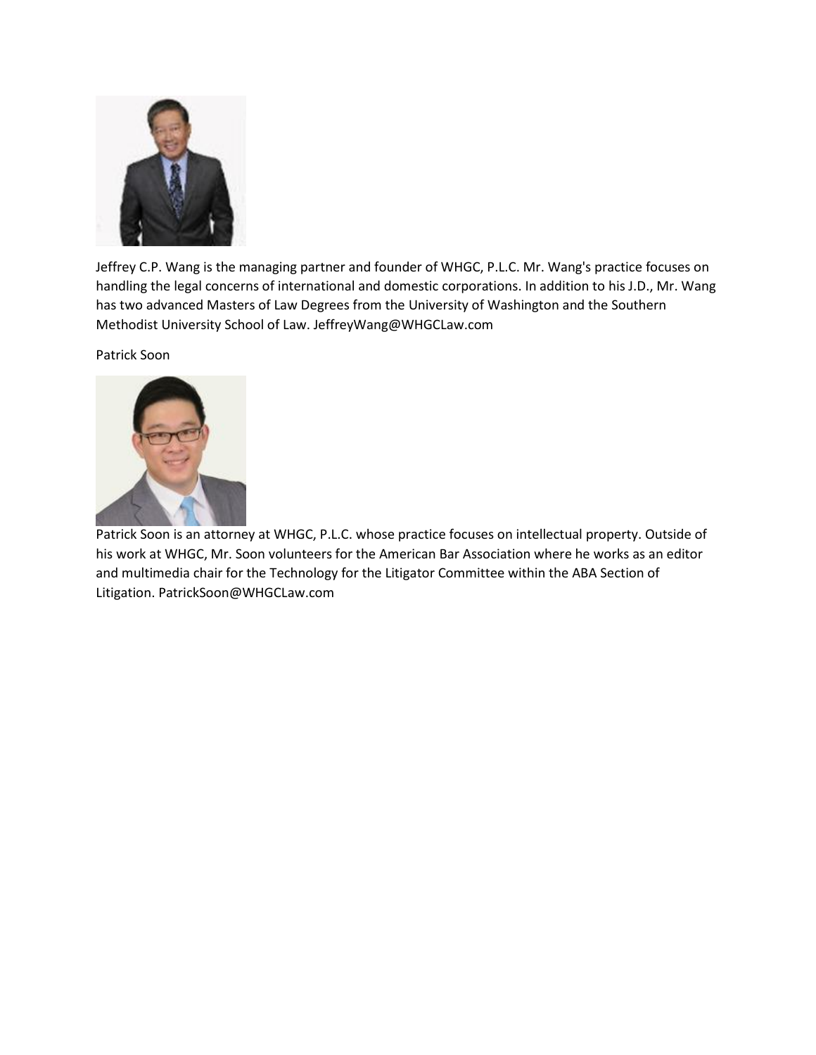Jeffrey C.P. Wang is the managing partner and founder of WHGC, P.L.C. Mr. Wang's practice focuses on handling the legal concerns of international and domestic corporations. In addition to his J.D., Mr. Wang has two advanced Masters of Law Degrees from the University of Washington and the Southern Methodist University School of Law. JeffreyWang@WHGCLaw.com

Patrick Soon

Patrick Soon is an attorney at WHGC, P.L.C. whose practice focuses on intellectual property. Outside of his work at WHGC, Mr. Soon volunteers for the American Bar Association where he works as an editor and multimedia chair for the Technology for the Litigator Committee within the ABA Section of Litigation. PatrickSoon@WHGCLaw.com